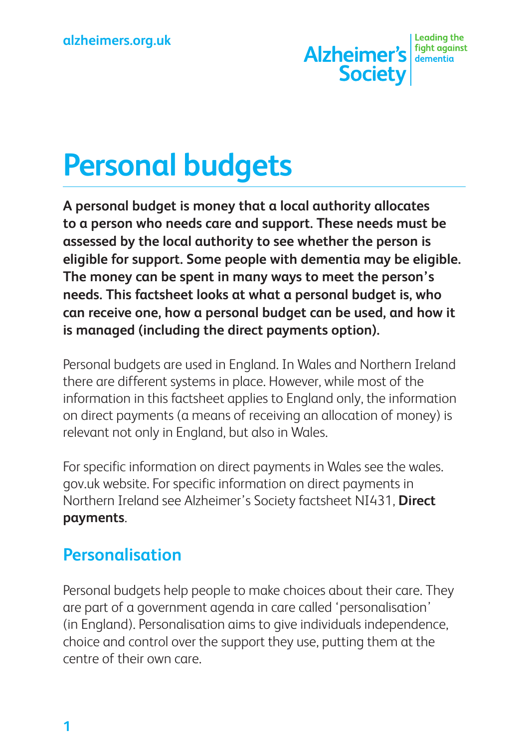# Personal budgets

**A personal budget is money that a local authority allocates to a person who needs care and support. These needs must be assessed by the local authority to see whether the person is eligible for support. Some people with dementia may be eligible. The money can be spent in many ways to meet the person's needs. This factsheet looks at what a personal budget is, who can receive one, how a personal budget can be used, and how it is managed (including the direct payments option).**

Personal budgets are used in England. In Wales and Northern Ireland there are different systems in place. However, while most of the information in this factsheet applies to England only, the information on direct payments (a means of receiving an allocation of money) is relevant not only in England, but also in Wales.

For specific information on direct payments in Wales see the wales.gov.uk website. For specific information on direct payments in Northern Ireland see Alzheimer's Society factsheet NI431, **Direct payments**.

## Personalisation

Personal budgets help people to make choices about their care. They are part of a government agenda in care called 'personalisation' (in England). Personalisation aims to give individuals independence, choice and control over the support they use, putting them at the centre of their own care.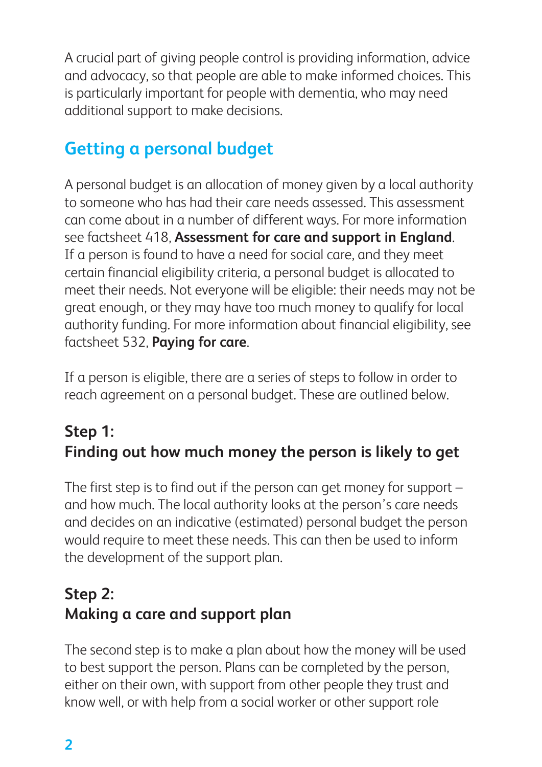A crucial part of giving people control is providing information, advice and advocacy, so that people are able to make informed choices. This is particularly important for people with dementia, who may need additional support to make decisions.

## Getting a personal budget

A personal budget is an allocation of money given by a local authority to someone who has had their care needs assessed. This assessment can come about in a number of different ways. For more information see factsheet 418, **Assessment for care and support in England**. If a person is found to have a need for social care, and they meet certain financial eligibility criteria, a personal budget is allocated to meet their needs. Not everyone will be eligible: their needs may not be great enough, or they may have too much money to qualify for local authority funding. For more information about financial eligibility, see factsheet 532, **Paying for care**.

If a person is eligible, there are a series of steps to follow in order to reach agreement on a personal budget. These are outlined below.

### Step 1: Finding out how much money the person is likely to get

The first step is to find out if the person can get money for support – and how much. The local authority looks at the person's care needs and decides on an indicative (estimated) personal budget the person would require to meet these needs. This can then be used to inform the development of the support plan.

### Step 2: Making a care and support plan

The second step is to make a plan about how the money will be used to best support the person. Plans can be completed by the person, either on their own, with support from other people they trust and know well, or with help from a social worker or other support role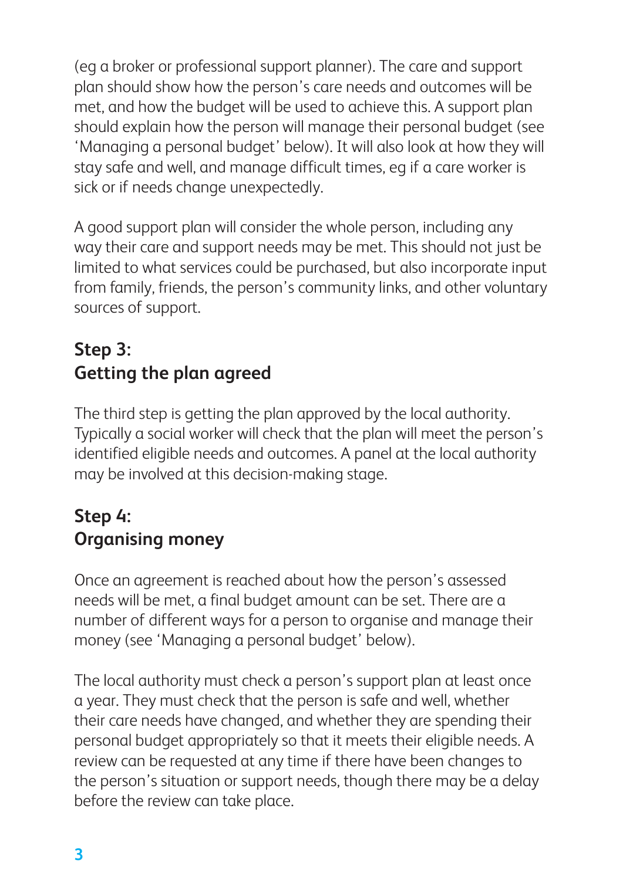(eg a broker or professional support planner). The care and support plan should show how the person's care needs and outcomes will be met, and how the budget will be used to achieve this. A support plan should explain how the person will manage their personal budget (see 'Managing a personal budget' below). It will also look at how they will stay safe and well, and manage difficult times, eg if a care worker is sick or if needs change unexpectedly.

A good support plan will consider the whole person, including any way their care and support needs may be met. This should not just be limited to what services could be purchased, but also incorporate input from family, friends, the person's community links, and other voluntary sources of support.

## Step 3: Getting the plan agreed

The third step is getting the plan approved by the local authority. Typically a social worker will check that the plan will meet the person's identified eligible needs and outcomes. A panel at the local authority may be involved at this decision-making stage.

## Step 4: Organising money

Once an agreement is reached about how the person's assessed needs will be met, a final budget amount can be set. There are a number of different ways for a person to organise and manage their money (see 'Managing a personal budget' below).

The local authority must check a person's support plan at least once a year. They must check that the person is safe and well, whether their care needs have changed, and whether they are spending their personal budget appropriately so that it meets their eligible needs. A review can be requested at any time if there have been changes to the person's situation or support needs, though there may be a delay before the review can take place.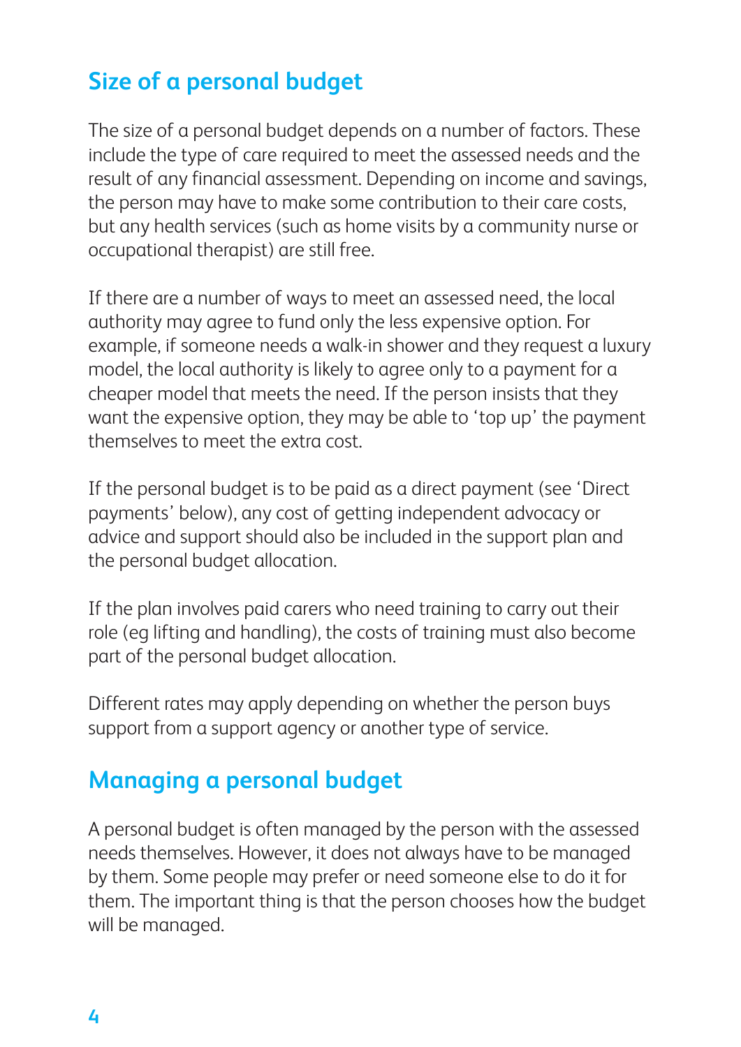## Size of a personal budget

The size of a personal budget depends on a number of factors. These include the type of care required to meet the assessed needs and the result of any financial assessment. Depending on income and savings, the person may have to make some contribution to their care costs, but any health services (such as home visits by a community nurse or occupational therapist) are still free.

If there are a number of ways to meet an assessed need, the local authority may agree to fund only the less expensive option. For example, if someone needs a walk-in shower and they request a luxury model, the local authority is likely to agree only to a payment for a cheaper model that meets the need. If the person insists that they want the expensive option, they may be able to 'top up' the payment themselves to meet the extra cost.

If the personal budget is to be paid as a direct payment (see 'Direct payments' below), any cost of getting independent advocacy or advice and support should also be included in the support plan and the personal budget allocation.

If the plan involves paid carers who need training to carry out their role (eg lifting and handling), the costs of training must also become part of the personal budget allocation.

Different rates may apply depending on whether the person buys support from a support agency or another type of service.

## Managing a personal budget

A personal budget is often managed by the person with the assessed needs themselves. However, it does not always have to be managed by them. Some people may prefer or need someone else to do it for them. The important thing is that the person chooses how the budget will be managed.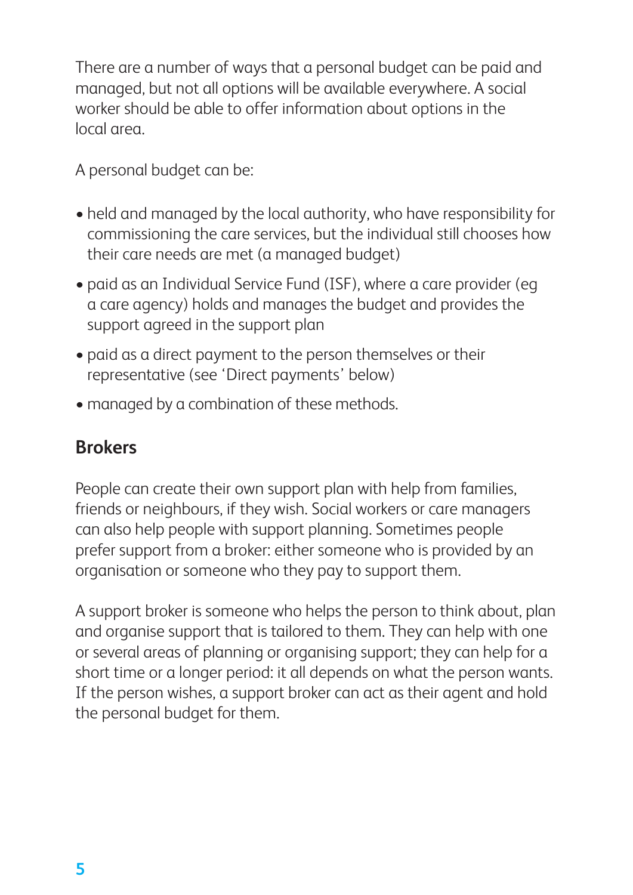There are a number of ways that a personal budget can be paid and managed, but not all options will be available everywhere. A social worker should be able to offer information about options in the local area.

A personal budget can be:

- held and managed by the local authority, who have responsibility for commissioning the care services, but the individual still chooses how their care needs are met (a managed budget)
- paid as an Individual Service Fund (ISF), where a care provider (eg a care agency) holds and manages the budget and provides the support agreed in the support plan
- paid as a direct payment to the person themselves or their representative (see 'Direct payments' below)
- managed by a combination of these methods.

## Brokers

People can create their own support plan with help from families, friends or neighbours, if they wish. Social workers or care managers can also help people with support planning. Sometimes people prefer support from a broker: either someone who is provided by an organisation or someone who they pay to support them.

A support broker is someone who helps the person to think about, plan and organise support that is tailored to them. They can help with one or several areas of planning or organising support; they can help for a short time or a longer period: it all depends on what the person wants. If the person wishes, a support broker can act as their agent and hold the personal budget for them.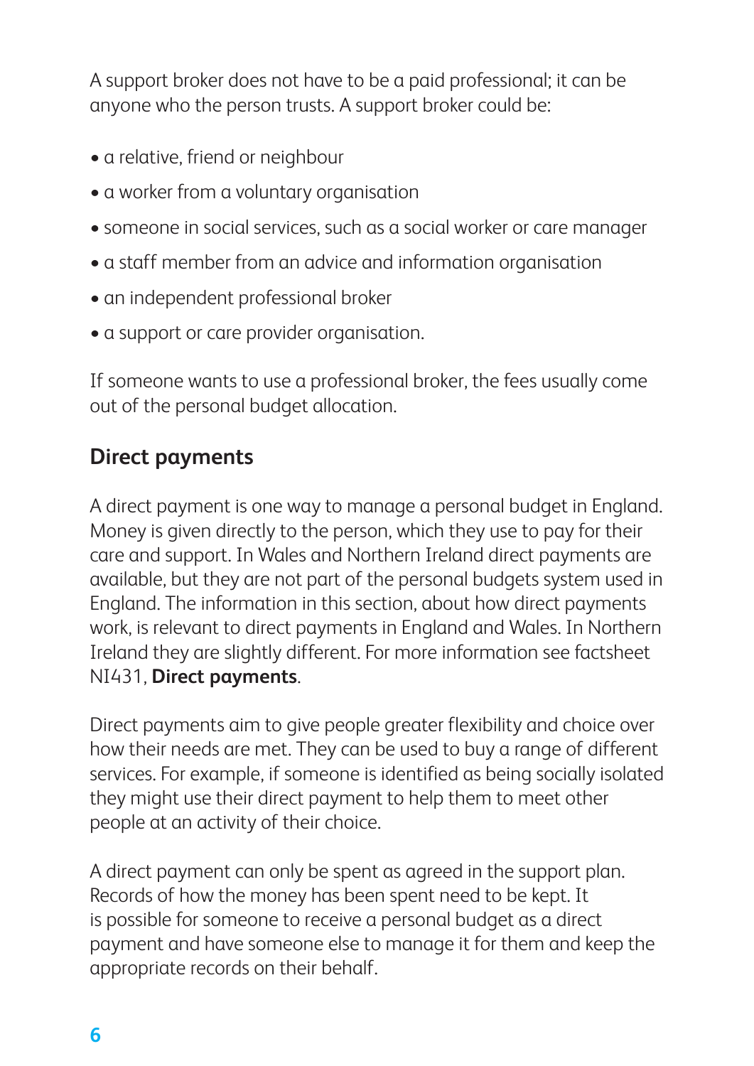A support broker does not have to be a paid professional; it can be anyone who the person trusts. A support broker could be:

- a relative, friend or neighbour
- a worker from a voluntary organisation
- someone in social services, such as a social worker or care manager
- a staff member from an advice and information organisation
- an independent professional broker
- a support or care provider organisation.

If someone wants to use a professional broker, the fees usually come out of the personal budget allocation.

## Direct payments

A direct payment is one way to manage a personal budget in England. Money is given directly to the person, which they use to pay for their care and support. In Wales and Northern Ireland direct payments are available, but they are not part of the personal budgets system used in England. The information in this section, about how direct payments work, is relevant to direct payments in England and Wales. In Northern Ireland they are slightly different. For more information see factsheet NI431, **Direct payments**.

Direct payments aim to give people greater flexibility and choice over how their needs are met. They can be used to buy a range of different services. For example, if someone is identified as being socially isolated they might use their direct payment to help them to meet other people at an activity of their choice.

A direct payment can only be spent as agreed in the support plan. Records of how the money has been spent need to be kept. It is possible for someone to receive a personal budget as a direct payment and have someone else to manage it for them and keep the appropriate records on their behalf.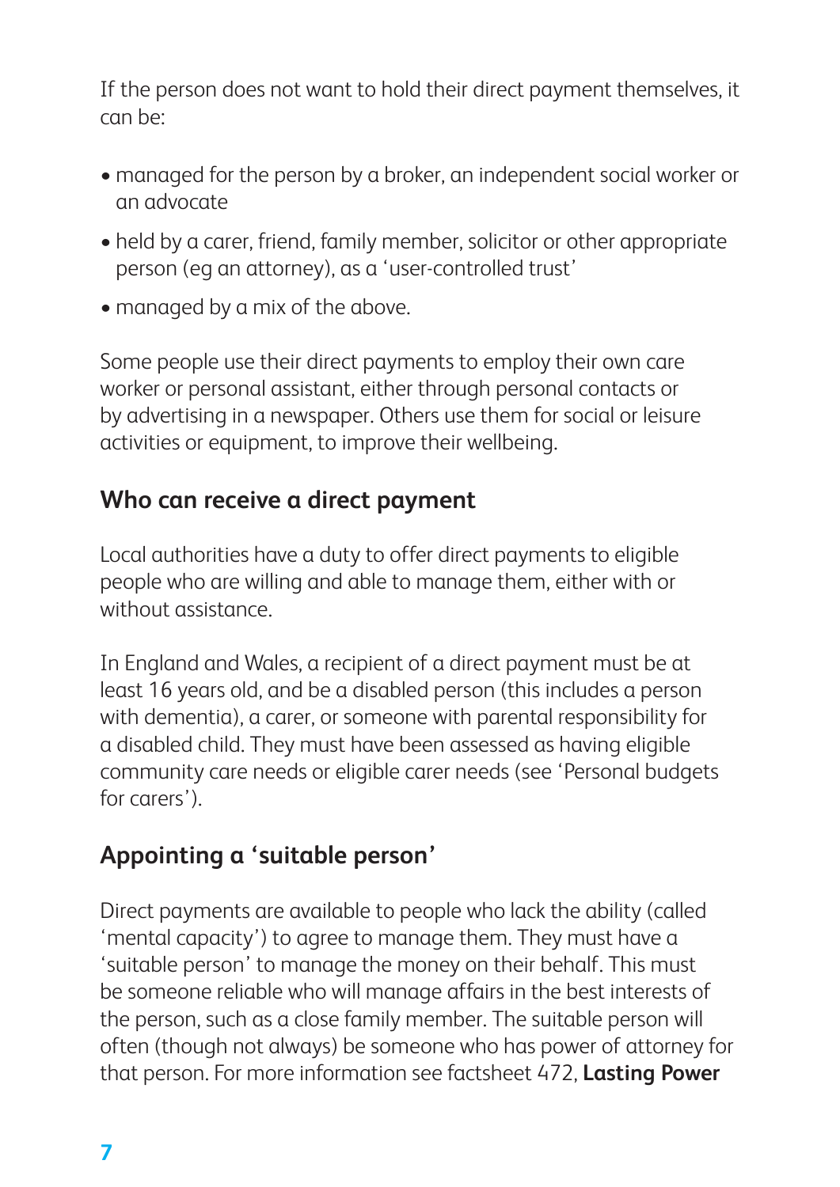If the person does not want to hold their direct payment themselves, it can be:

- managed for the person by a broker, an independent social worker or an advocate
- held by a carer, friend, family member, solicitor or other appropriate person (eg an attorney), as a 'user-controlled trust'
- managed by a mix of the above.

Some people use their direct payments to employ their own care worker or personal assistant, either through personal contacts or by advertising in a newspaper. Others use them for social or leisure activities or equipment, to improve their wellbeing.

## Who can receive a direct payment

Local authorities have a duty to offer direct payments to eligible people who are willing and able to manage them, either with or without assistance.

In England and Wales, a recipient of a direct payment must be at least 16 years old, and be a disabled person (this includes a person with dementia), a carer, or someone with parental responsibility for a disabled child. They must have been assessed as having eligible community care needs or eligible carer needs (see 'Personal budgets for carers').

## Appointing a 'suitable person'

Direct payments are available to people who lack the ability (called 'mental capacity') to agree to manage them. They must have a 'suitable person' to manage the money on their behalf. This must be someone reliable who will manage affairs in the best interests of the person, such as a close family member. The suitable person will often (though not always) be someone who has power of attorney for that person. For more information see factsheet 472, **Lasting Power**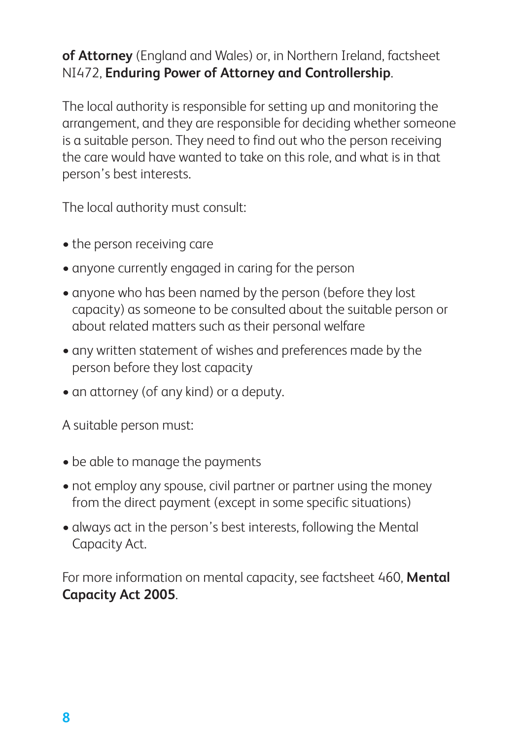**of Attorney** (England and Wales) or, in Northern Ireland, factsheet NI472, **Enduring Power of Attorney and Controllership**.

The local authority is responsible for setting up and monitoring the arrangement, and they are responsible for deciding whether someone is a suitable person. They need to find out who the person receiving the care would have wanted to take on this role, and what is in that person's best interests.

The local authority must consult:

- the person receiving care
- anyone currently engaged in caring for the person
- anyone who has been named by the person (before they lost capacity) as someone to be consulted about the suitable person or about related matters such as their personal welfare
- any written statement of wishes and preferences made by the person before they lost capacity
- an attorney (of any kind) or a deputy.

A suitable person must:

- be able to manage the payments
- not employ any spouse, civil partner or partner using the money from the direct payment (except in some specific situations)
- always act in the person's best interests, following the Mental Capacity Act.

For more information on mental capacity, see factsheet 460, **Mental Capacity Act 2005**.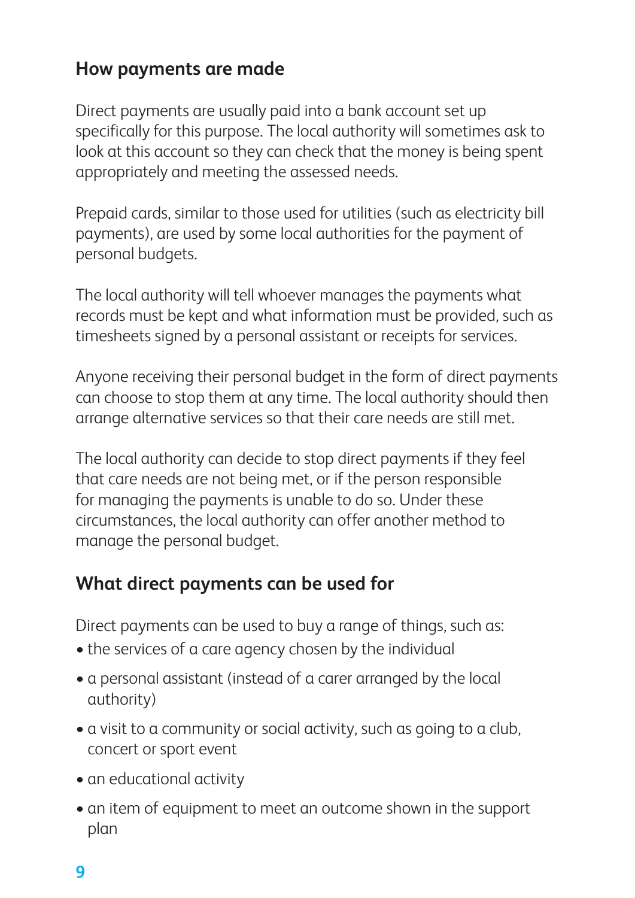## How payments are made

Direct payments are usually paid into a bank account set up specifically for this purpose. The local authority will sometimes ask to look at this account so they can check that the money is being spent appropriately and meeting the assessed needs.

Prepaid cards, similar to those used for utilities (such as electricity bill payments), are used by some local authorities for the payment of personal budgets.

The local authority will tell whoever manages the payments what records must be kept and what information must be provided, such as timesheets signed by a personal assistant or receipts for services.

Anyone receiving their personal budget in the form of direct payments can choose to stop them at any time. The local authority should then arrange alternative services so that their care needs are still met.

The local authority can decide to stop direct payments if they feel that care needs are not being met, or if the person responsible for managing the payments is unable to do so. Under these circumstances, the local authority can offer another method to manage the personal budget.

## What direct payments can be used for

Direct payments can be used to buy a range of things, such as:

- the services of a care agency chosen by the individual
- a personal assistant (instead of a carer arranged by the local authority)
- a visit to a community or social activity, such as going to a club, concert or sport event
- an educational activity
- an item of equipment to meet an outcome shown in the support plan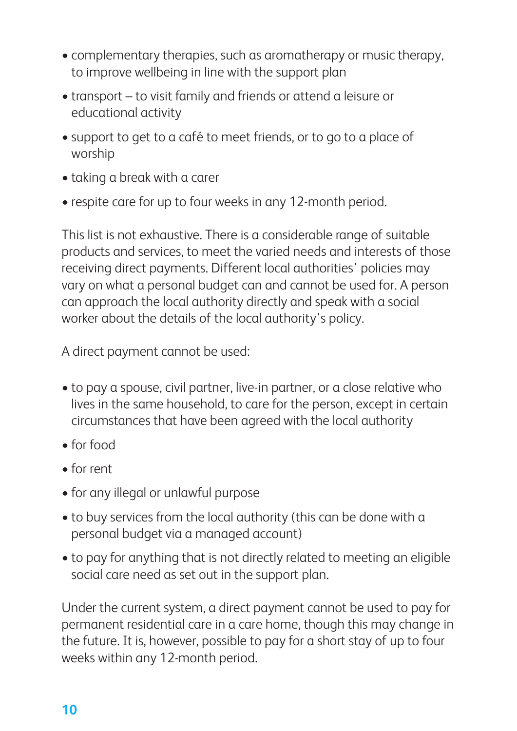- complementary therapies, such as aromatherapy or music therapy, to improve wellbeing in line with the support plan
- transport – to visit family and friends or attend a leisure or educational activity
- support to get to a café to meet friends, or to go to a place of worship
- taking a break with a carer
- respite care for up to four weeks in any 12-month period.

This list is not exhaustive. There is a considerable range of suitable products and services, to meet the varied needs and interests of those receiving direct payments. Different local authorities' policies may vary on what a personal budget can and cannot be used for. A person can approach the local authority directly and speak with a social worker about the details of the local authority's policy.

A direct payment cannot be used:

- to pay a spouse, civil partner, live-in partner, or a close relative who lives in the same household, to care for the person, except in certain circumstances that have been agreed with the local authority
- for food
- for rent
- for any illegal or unlawful purpose
- to buy services from the local authority (this can be done with a personal budget via a managed account)
- to pay for anything that is not directly related to meeting an eligible social care need as set out in the support plan.

Under the current system, a direct payment cannot be used to pay for permanent residential care in a care home, though this may change in the future. It is, however, possible to pay for a short stay of up to four weeks within any 12-month period.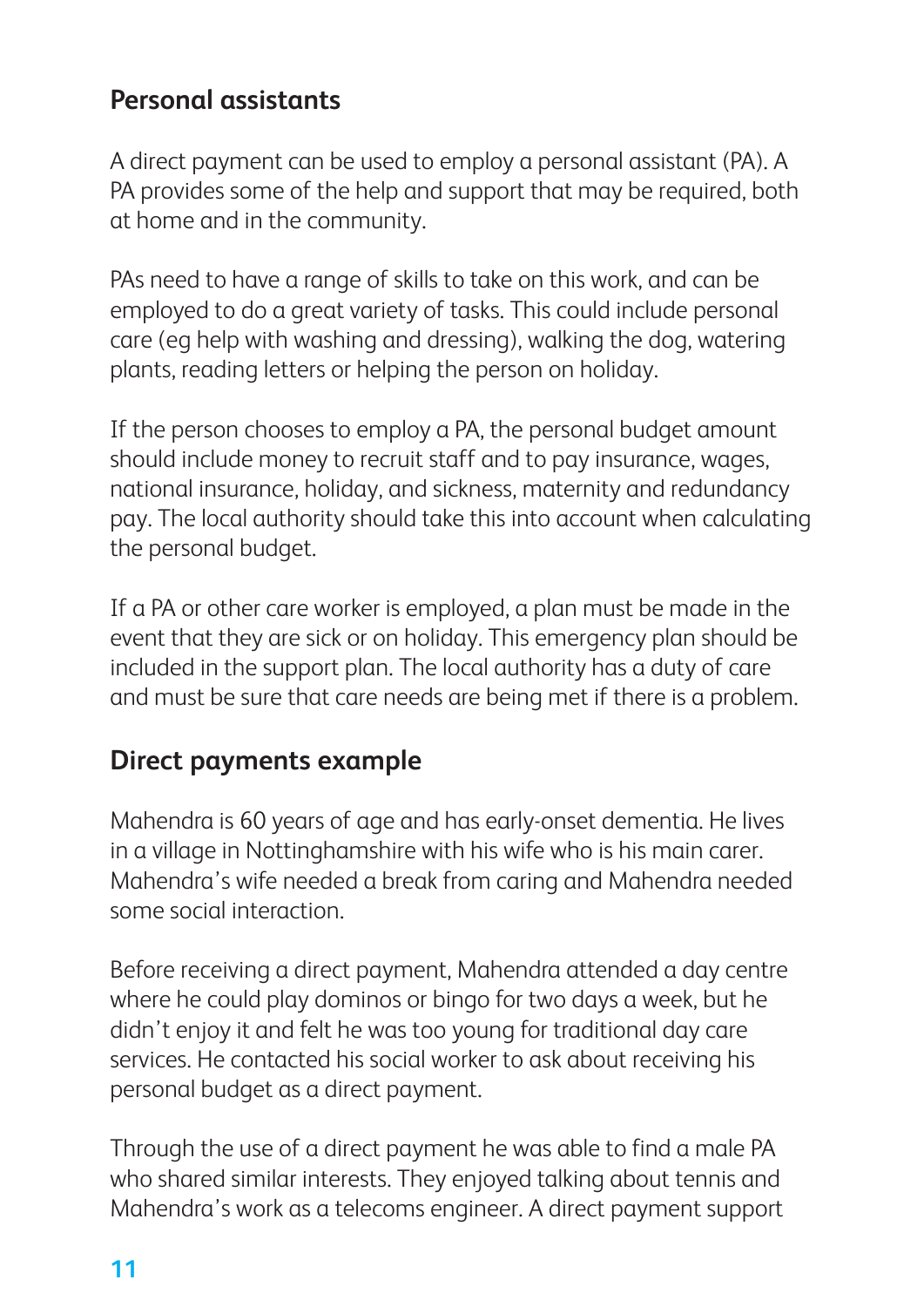## Personal assistants

A direct payment can be used to employ a personal assistant (PA). A PA provides some of the help and support that may be required, both at home and in the community.

PAs need to have a range of skills to take on this work, and can be employed to do a great variety of tasks. This could include personal care (eg help with washing and dressing), walking the dog, watering plants, reading letters or helping the person on holiday.

If the person chooses to employ a PA, the personal budget amount should include money to recruit staff and to pay insurance, wages, national insurance, holiday, and sickness, maternity and redundancy pay. The local authority should take this into account when calculating the personal budget.

If a PA or other care worker is employed, a plan must be made in the event that they are sick or on holiday. This emergency plan should be included in the support plan. The local authority has a duty of care and must be sure that care needs are being met if there is a problem.

## Direct payments example

Mahendra is 60 years of age and has early-onset dementia. He lives in a village in Nottinghamshire with his wife who is his main carer. Mahendra's wife needed a break from caring and Mahendra needed some social interaction.

Before receiving a direct payment, Mahendra attended a day centre where he could play dominos or bingo for two days a week, but he didn't enjoy it and felt he was too young for traditional day care services. He contacted his social worker to ask about receiving his personal budget as a direct payment.

Through the use of a direct payment he was able to find a male PA who shared similar interests. They enjoyed talking about tennis and Mahendra's work as a telecoms engineer. A direct payment support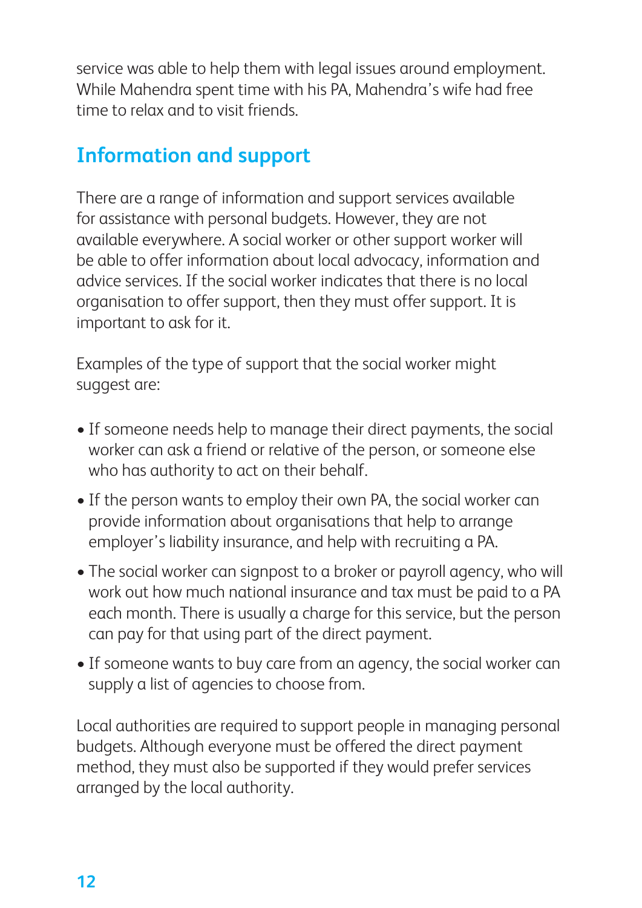service was able to help them with legal issues around employment. While Mahendra spent time with his PA, Mahendra's wife had free time to relax and to visit friends.

## Information and support

There are a range of information and support services available for assistance with personal budgets. However, they are not available everywhere. A social worker or other support worker will be able to offer information about local advocacy, information and advice services. If the social worker indicates that there is no local organisation to offer support, then they must offer support. It is important to ask for it.

Examples of the type of support that the social worker might suggest are:

- If someone needs help to manage their direct payments, the social worker can ask a friend or relative of the person, or someone else who has authority to act on their behalf.
- If the person wants to employ their own PA, the social worker can provide information about organisations that help to arrange employer's liability insurance, and help with recruiting a PA.
- The social worker can signpost to a broker or payroll agency, who will work out how much national insurance and tax must be paid to a PA each month. There is usually a charge for this service, but the person can pay for that using part of the direct payment.
- If someone wants to buy care from an agency, the social worker can supply a list of agencies to choose from.

Local authorities are required to support people in managing personal budgets. Although everyone must be offered the direct payment method, they must also be supported if they would prefer services arranged by the local authority.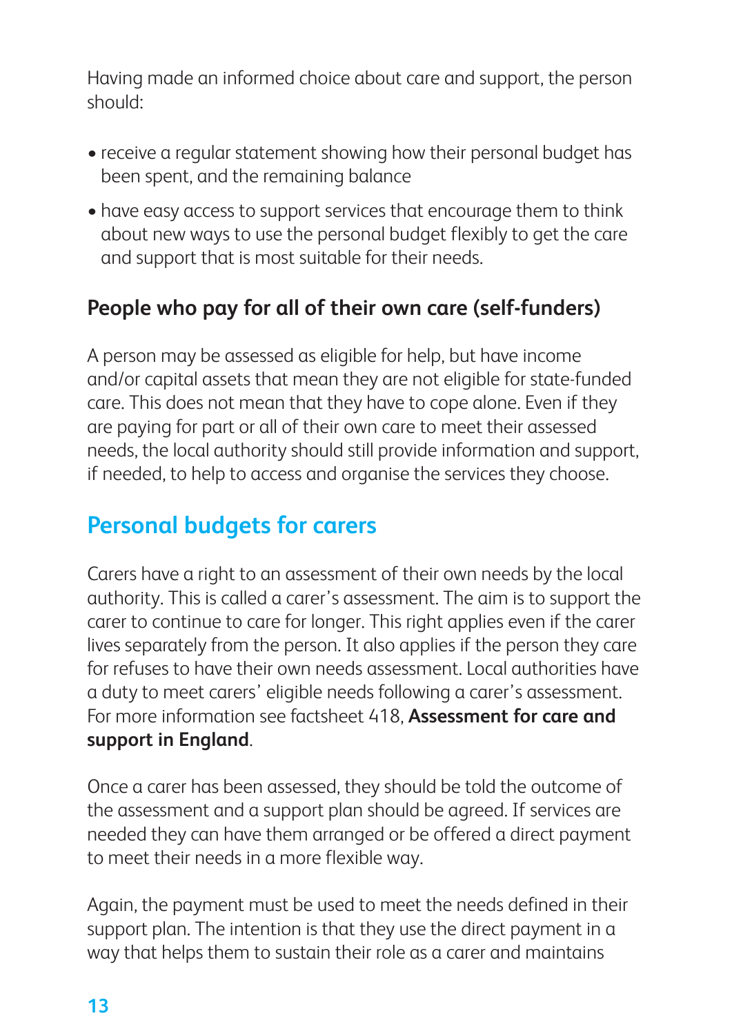Having made an informed choice about care and support, the person should:

- receive a regular statement showing how their personal budget has been spent, and the remaining balance
- have easy access to support services that encourage them to think about new ways to use the personal budget flexibly to get the care and support that is most suitable for their needs.

### People who pay for all of their own care (self-funders)

A person may be assessed as eligible for help, but have income and/or capital assets that mean they are not eligible for state-funded care. This does not mean that they have to cope alone. Even if they are paying for part or all of their own care to meet their assessed needs, the local authority should still provide information and support, if needed, to help to access and organise the services they choose.

## Personal budgets for carers

Carers have a right to an assessment of their own needs by the local authority. This is called a carer's assessment. The aim is to support the carer to continue to care for longer. This right applies even if the carer lives separately from the person. It also applies if the person they care for refuses to have their own needs assessment. Local authorities have a duty to meet carers' eligible needs following a carer's assessment. For more information see factsheet 418, **Assessment for care and support in England**.

Once a carer has been assessed, they should be told the outcome of the assessment and a support plan should be agreed. If services are needed they can have them arranged or be offered a direct payment to meet their needs in a more flexible way.

Again, the payment must be used to meet the needs defined in their support plan. The intention is that they use the direct payment in a way that helps them to sustain their role as a carer and maintains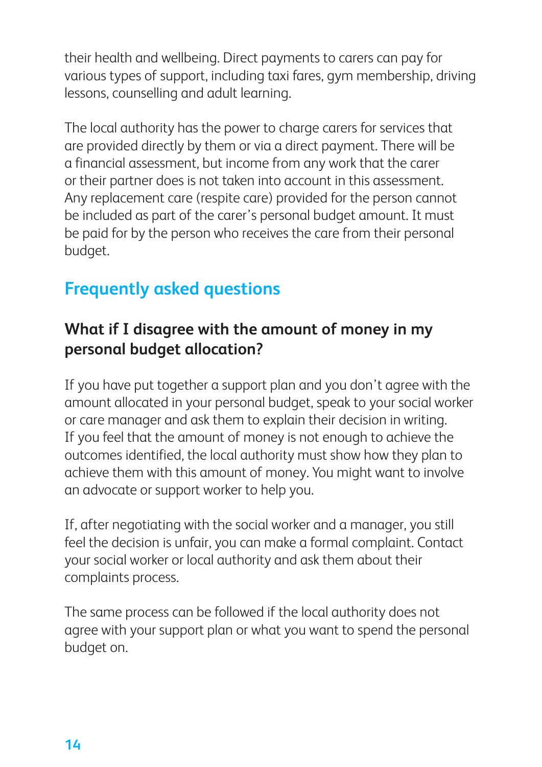their health and wellbeing. Direct payments to carers can pay for various types of support, including taxi fares, gym membership, driving lessons, counselling and adult learning.

The local authority has the power to charge carers for services that are provided directly by them or via a direct payment. There will be a financial assessment, but income from any work that the carer or their partner does is not taken into account in this assessment. Any replacement care (respite care) provided for the person cannot be included as part of the carer's personal budget amount. It must be paid for by the person who receives the care from their personal budget.

## Frequently asked questions

### What if I disagree with the amount of money in my personal budget allocation?

If you have put together a support plan and you don't agree with the amount allocated in your personal budget, speak to your social worker or care manager and ask them to explain their decision in writing. If you feel that the amount of money is not enough to achieve the outcomes identified, the local authority must show how they plan to achieve them with this amount of money. You might want to involve an advocate or support worker to help you.

If, after negotiating with the social worker and a manager, you still feel the decision is unfair, you can make a formal complaint. Contact your social worker or local authority and ask them about their complaints process.

The same process can be followed if the local authority does not agree with your support plan or what you want to spend the personal budget on.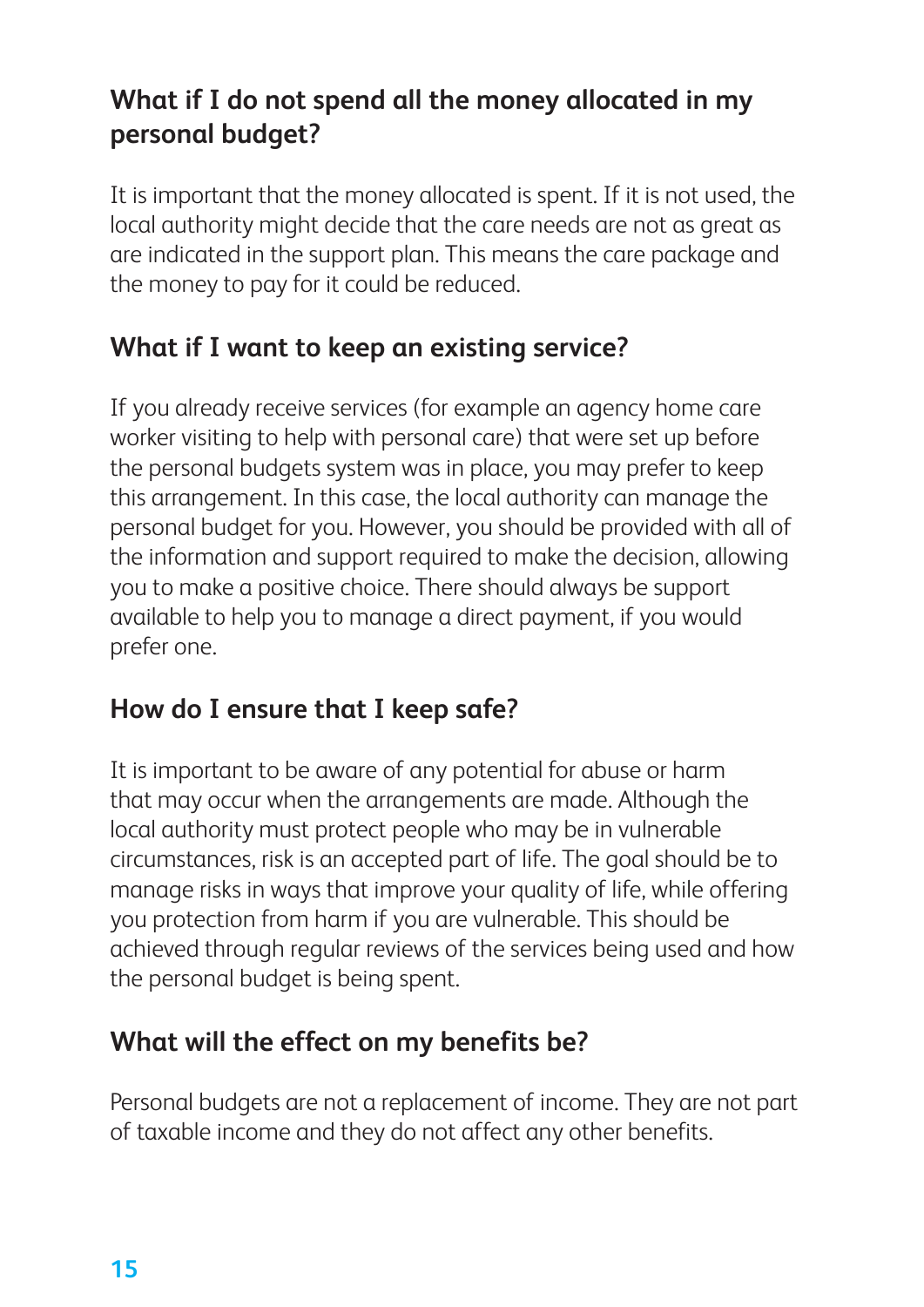## What if I do not spend all the money allocated in my personal budget?

It is important that the money allocated is spent. If it is not used, the local authority might decide that the care needs are not as great as are indicated in the support plan. This means the care package and the money to pay for it could be reduced.

## What if I want to keep an existing service?

If you already receive services (for example an agency home care worker visiting to help with personal care) that were set up before the personal budgets system was in place, you may prefer to keep this arrangement. In this case, the local authority can manage the personal budget for you. However, you should be provided with all of the information and support required to make the decision, allowing you to make a positive choice. There should always be support available to help you to manage a direct payment, if you would prefer one.

## How do I ensure that I keep safe?

It is important to be aware of any potential for abuse or harm that may occur when the arrangements are made. Although the local authority must protect people who may be in vulnerable circumstances, risk is an accepted part of life. The goal should be to manage risks in ways that improve your quality of life, while offering you protection from harm if you are vulnerable. This should be achieved through regular reviews of the services being used and how the personal budget is being spent.

## What will the effect on my benefits be?

Personal budgets are not a replacement of income. They are not part of taxable income and they do not affect any other benefits.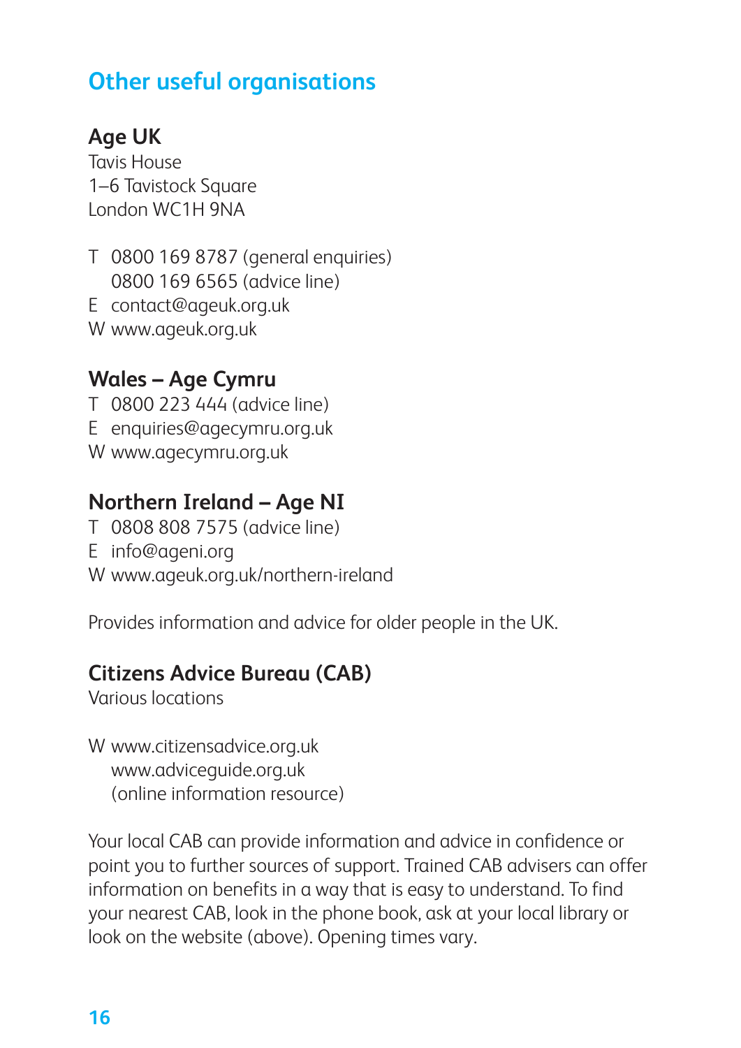## Other useful organisations

### Age UK

Tavis House
1–6 Tavistock Square
London WC1H 9NA

T 0800 169 8787 (general enquiries)
0800 169 6565 (advice line)
E contact@ageuk.org.uk
W www.ageuk.org.uk

### Wales – Age Cymru

T 0800 223 444 (advice line)
E enquiries@agecymru.org.uk
W www.agecymru.org.uk

### Northern Ireland – Age NI

T 0808 808 7575 (advice line)
E info@ageni.org
W www.ageuk.org.uk/northern-ireland

Provides information and advice for older people in the UK.

### Citizens Advice Bureau (CAB)

Various locations

W www.citizensadvice.org.uk
www.adviceguide.org.uk
(online information resource)

Your local CAB can provide information and advice in confidence or point you to further sources of support. Trained CAB advisers can offer information on benefits in a way that is easy to understand. To find your nearest CAB, look in the phone book, ask at your local library or look on the website (above). Opening times vary.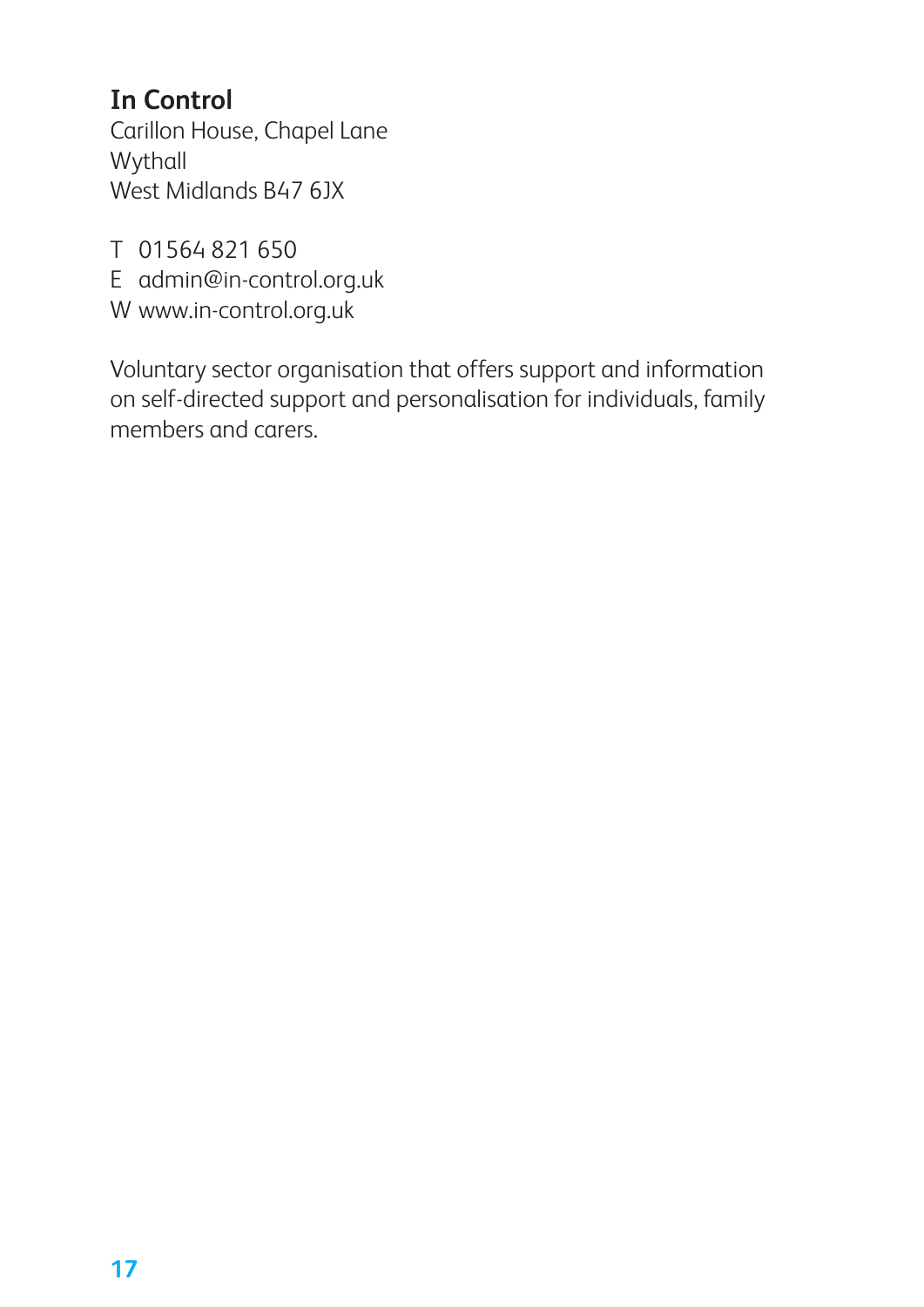**In Control**
Carillon House, Chapel Lane
Wythall
West Midlands B47 6JX

T 01564 821 650
E admin@in-control.org.uk
W www.in-control.org.uk

Voluntary sector organisation that offers support and information on self-directed support and personalisation for individuals, family members and carers.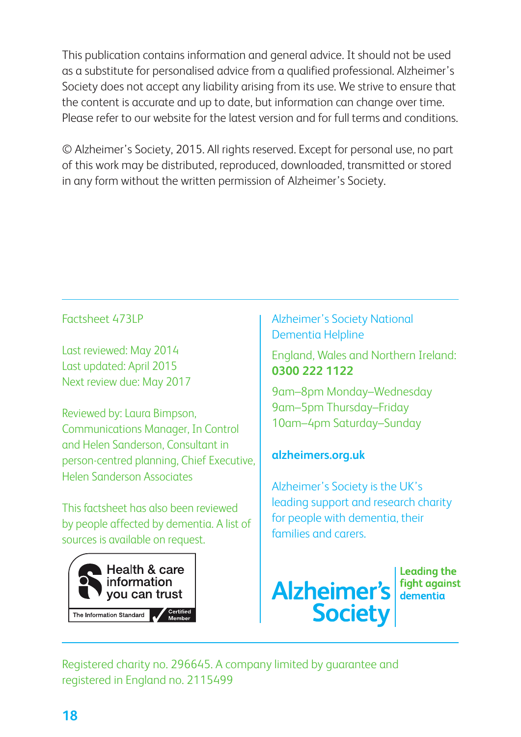This publication contains information and general advice. It should not be used as a substitute for personalised advice from a qualified professional. Alzheimer's Society does not accept any liability arising from its use. We strive to ensure that the content is accurate and up to date, but information can change over time. Please refer to our website for the latest version and for full terms and conditions.

© Alzheimer's Society, 2015. All rights reserved. Except for personal use, no part of this work may be distributed, reproduced, downloaded, transmitted or stored in any form without the written permission of Alzheimer's Society.

Factsheet 473LP

Last reviewed: May 2014
Last updated: April 2015
Next review due: May 2017

Reviewed by: Laura Bimpson, Communications Manager, In Control and Helen Sanderson, Consultant in person-centred planning, Chief Executive, Helen Sanderson Associates

This factsheet has also been reviewed by people affected by dementia. A list of sources is available on request.

Health & care information you can trust

The Information Standard — Certified Member

Alzheimer's Society National Dementia Helpline

England, Wales and Northern Ireland:
**0300 222 1122**

9am–8pm Monday–Wednesday
9am–5pm Thursday–Friday
10am–4pm Saturday–Sunday

**alzheimers.org.uk**

Alzheimer's Society is the UK's leading support and research charity for people with dementia, their families and carers.

**Alzheimer's Society** | **Leading the fight against dementia**

Registered charity no. 296645. A company limited by guarantee and registered in England no. 2115499